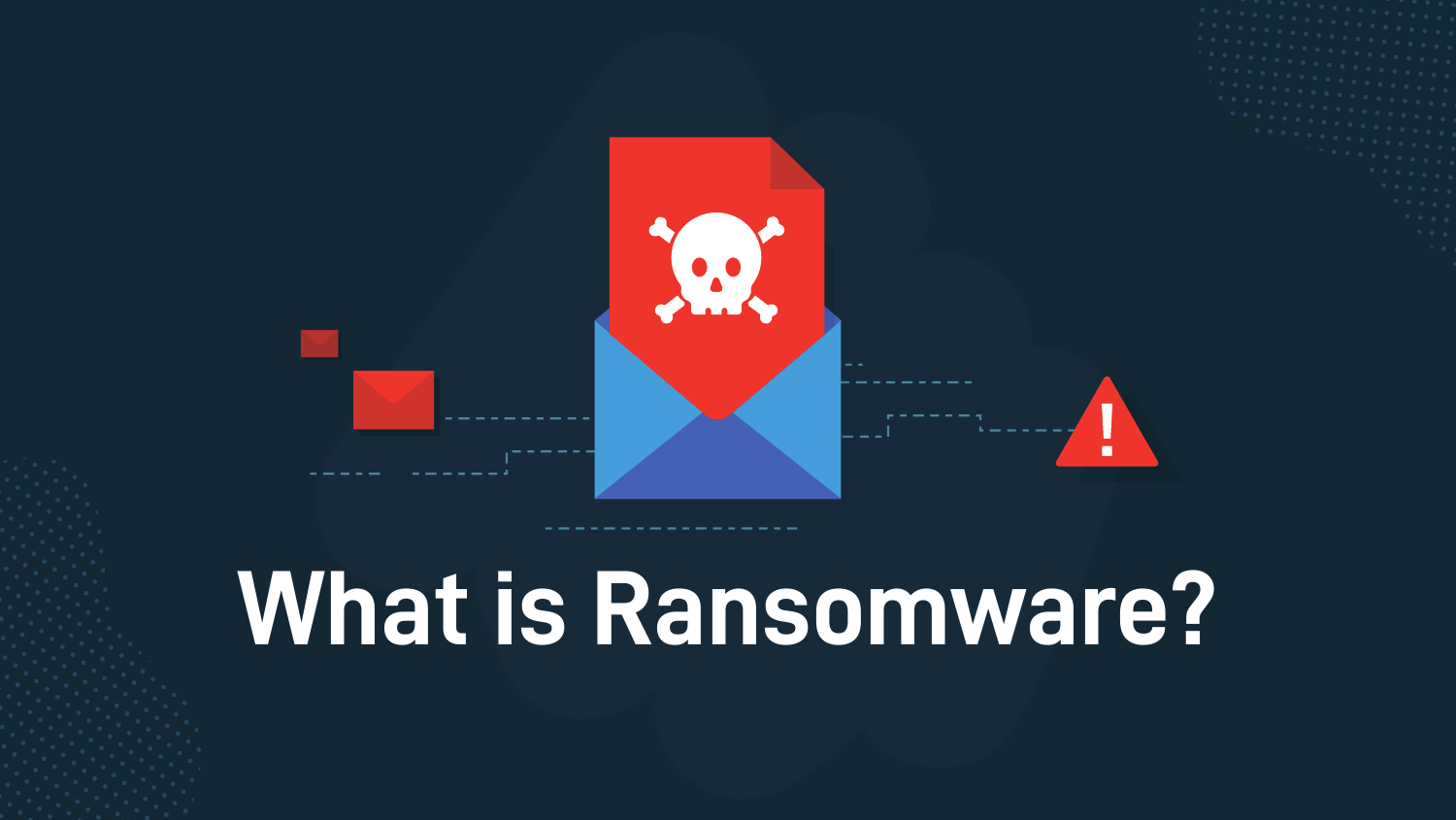# What is Ransomware?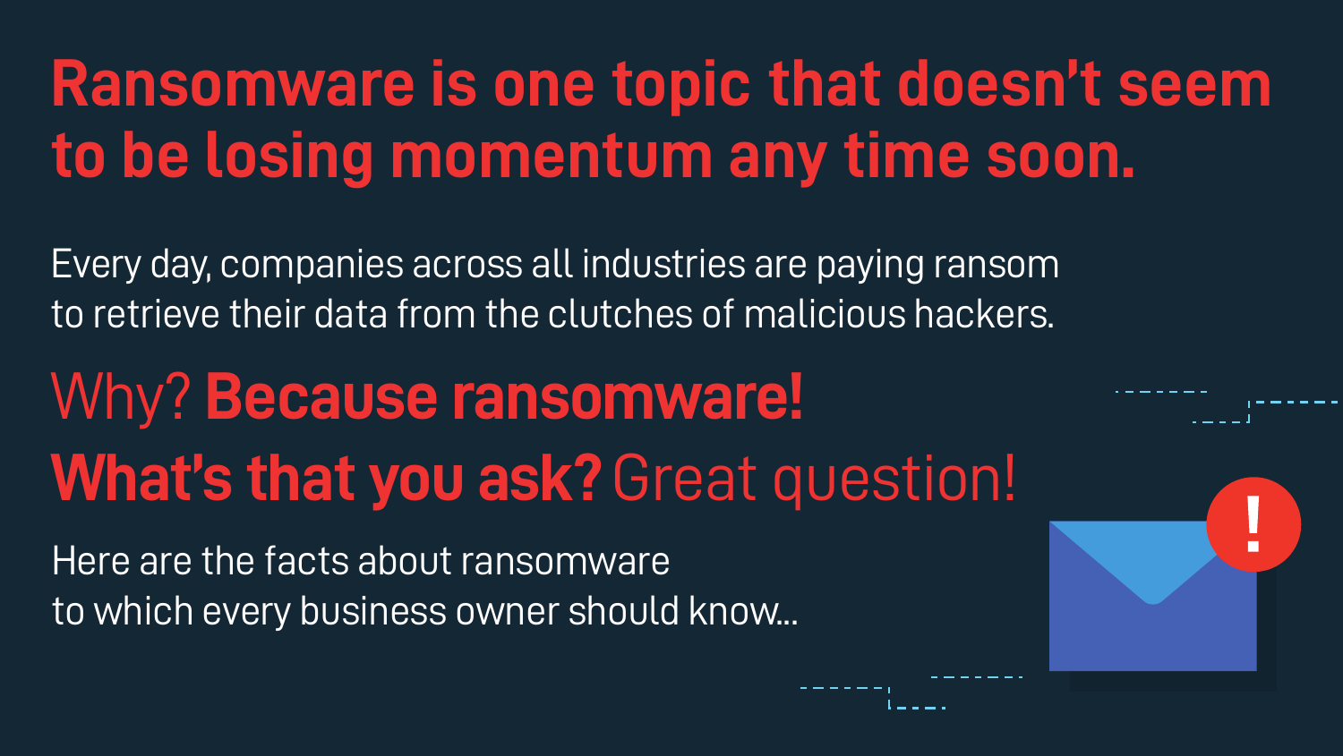# Ransomware is one topic that doesn't seem to be losing momentum any time soon.

Every day, companies across all industries are paying ransom to retrieve their data from the clutches of malicious hackers.

## Why? **Because ransomware!**

## **What's that you ask?** Great question!

Here are the facts about ransomware to which every business owner should know...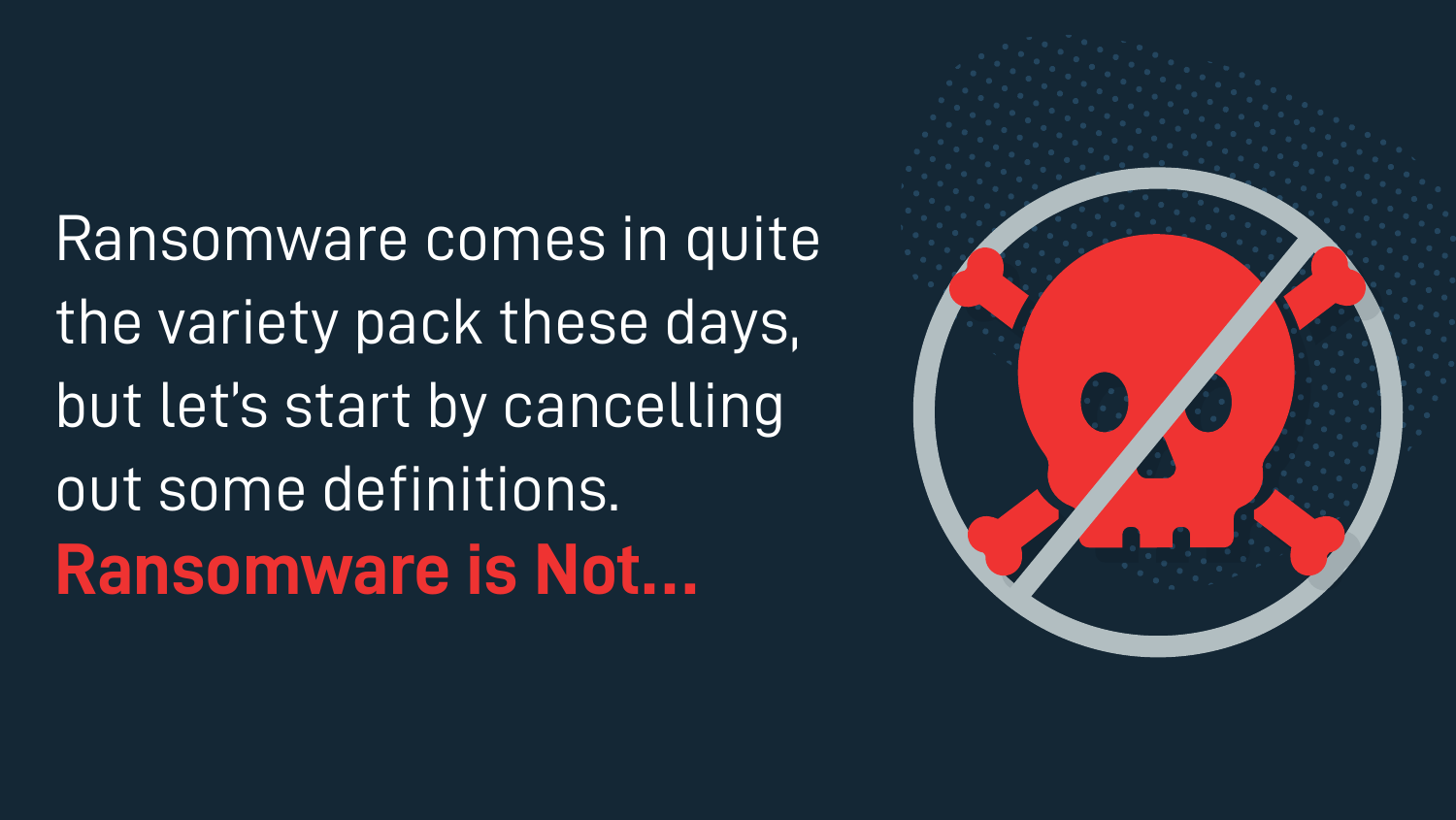Ransomware comes in quite the variety pack these days, but let's start by cancelling out some definitions.

## Ransomware is Not...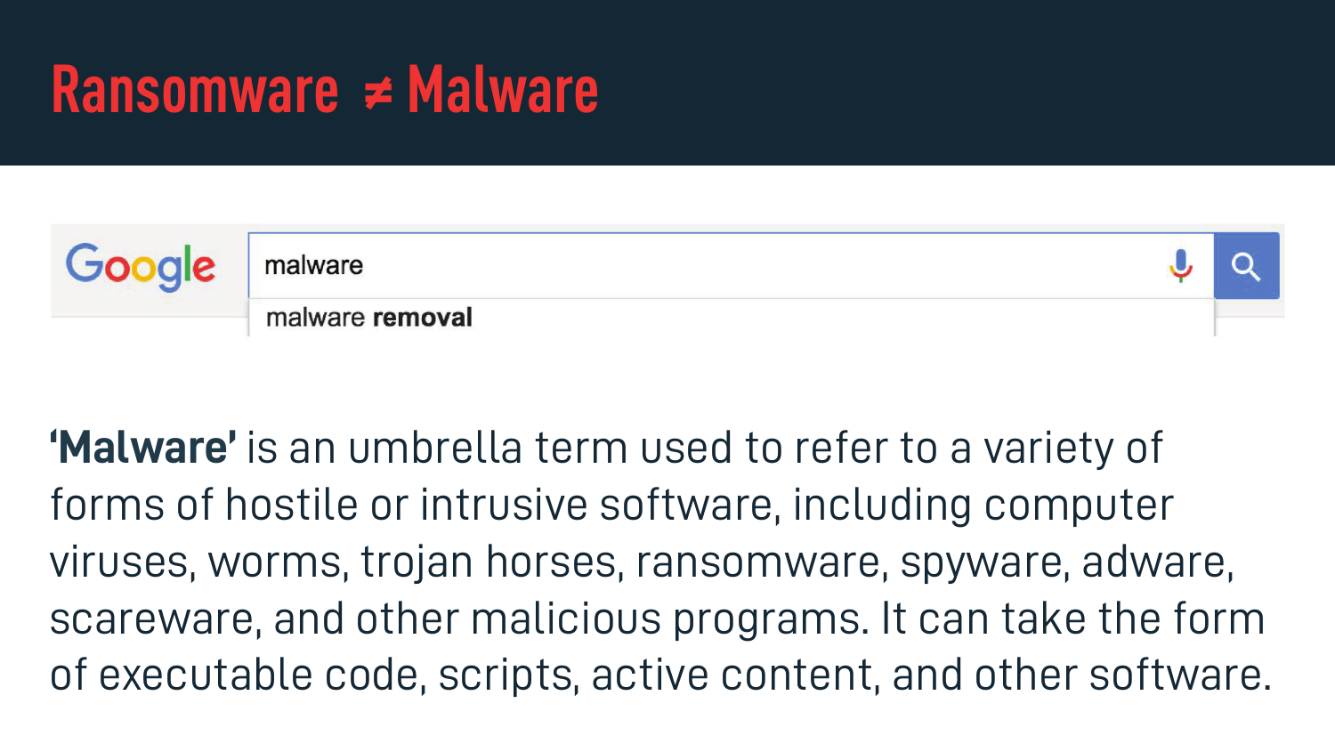# Ransomware ≠ Malware

Google

malware

malware **removal**

**'Malware'** is an umbrella term used to refer to a variety of forms of hostile or intrusive software, including computer viruses, worms, trojan horses, ransomware, spyware, adware, scareware, and other malicious programs. It can take the form of executable code, scripts, active content, and other software.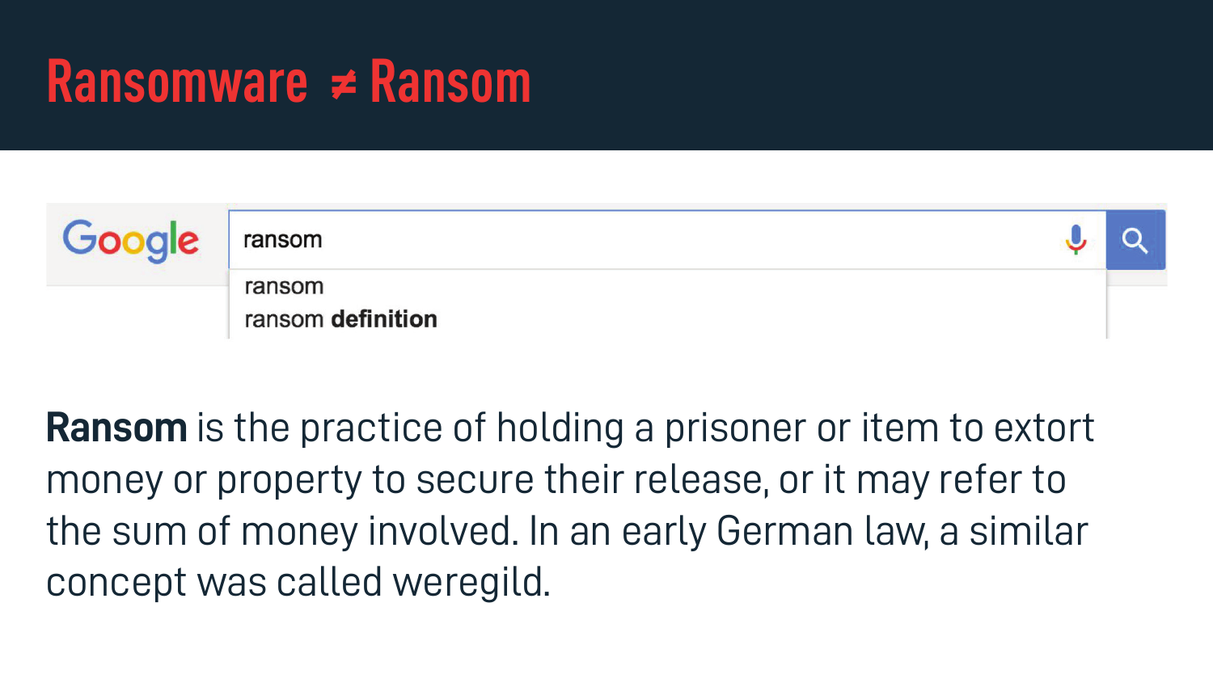# Ransomware ≠ Ransom

Google

ransom

ransom

ransom **definition**

**Ransom** is the practice of holding a prisoner or item to extort money or property to secure their release, or it may refer to the sum of money involved. In an early German law, a similar concept was called weregild.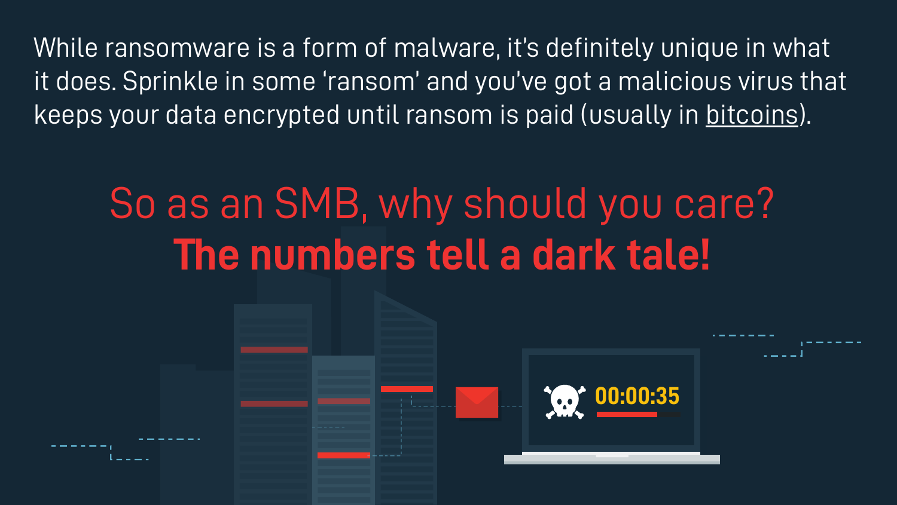While ransomware is a form of malware, it's definitely unique in what it does. Sprinkle in some 'ransom' and you've got a malicious virus that keeps your data encrypted until ransom is paid (usually in bitcoins).

## So as an SMB, why should you care?
## **The numbers tell a dark tale!**

00:00:35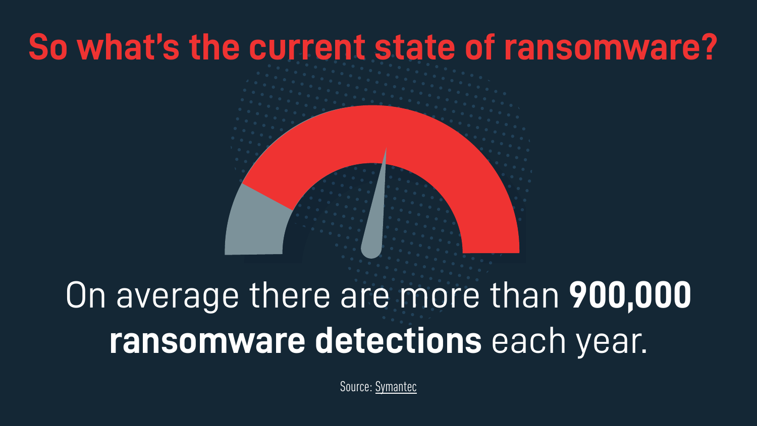# So what's the current state of ransomware?

On average there are more than **900,000 ransomware detections** each year.

Source: Symantec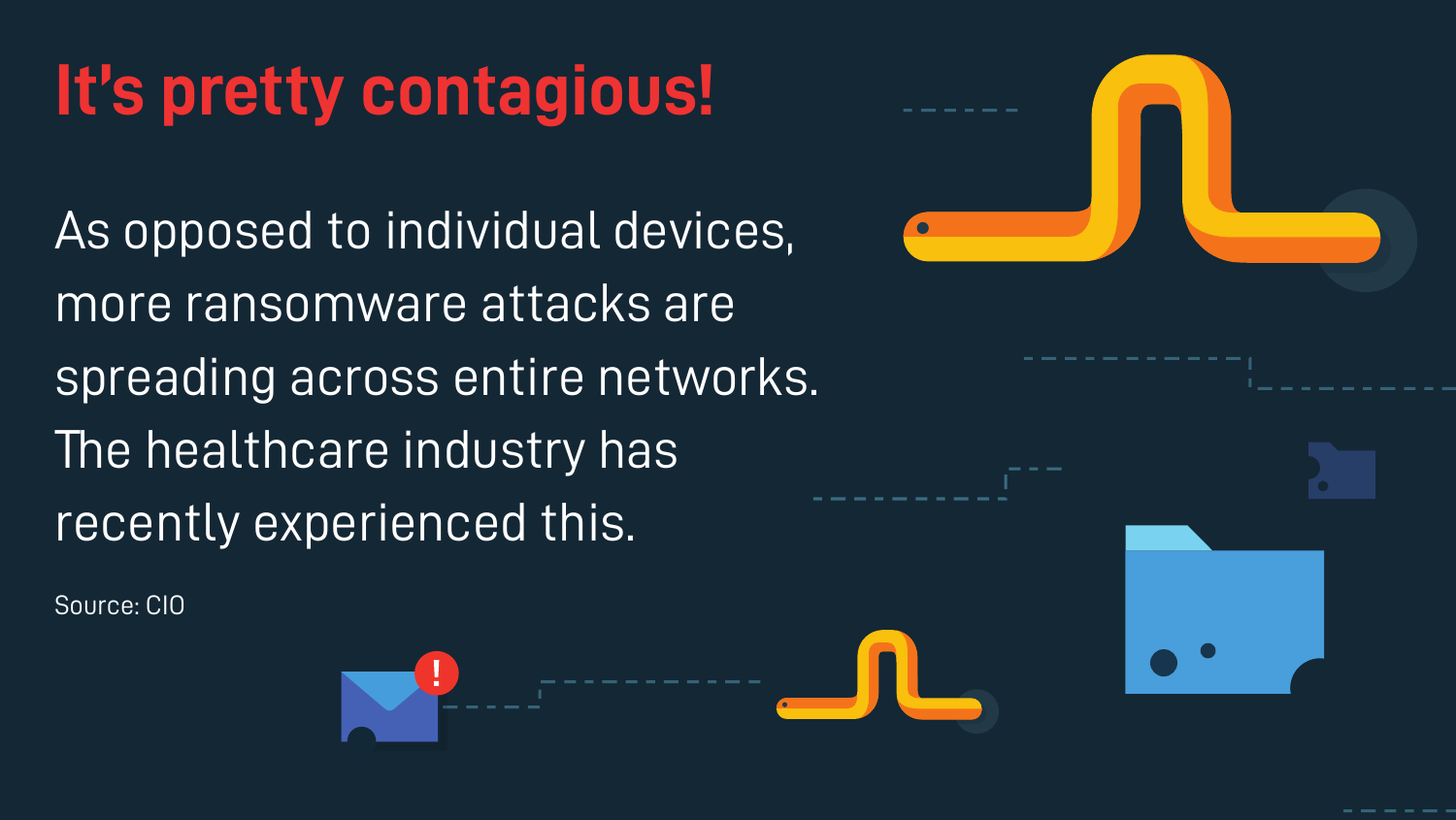# It's pretty contagious!

As opposed to individual devices, more ransomware attacks are spreading across entire networks. The healthcare industry has recently experienced this.

Source: CIO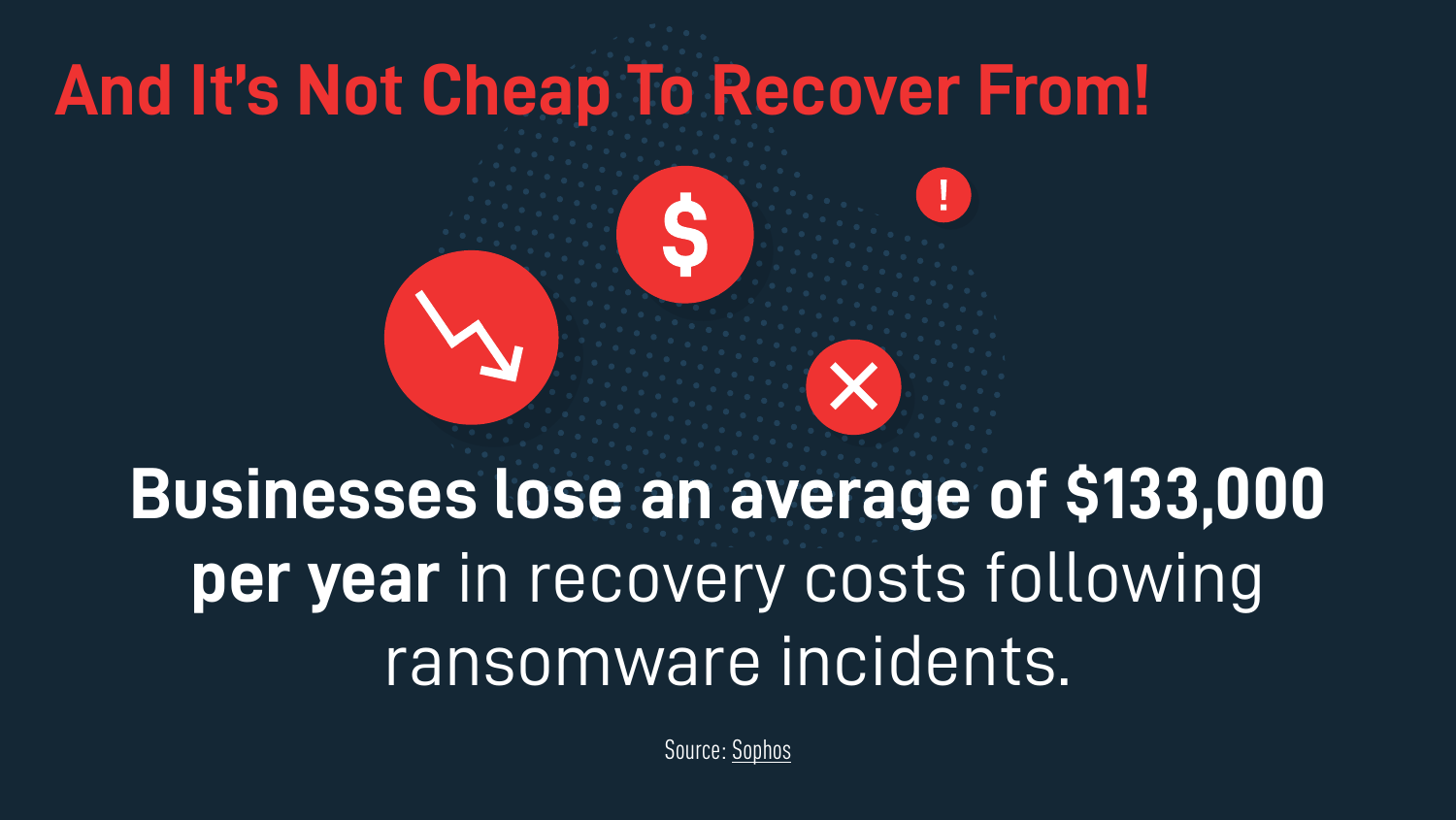# And It's Not Cheap To Recover From!

**Businesses lose an average of $133,000 per year** in recovery costs following ransomware incidents.

Source: Sophos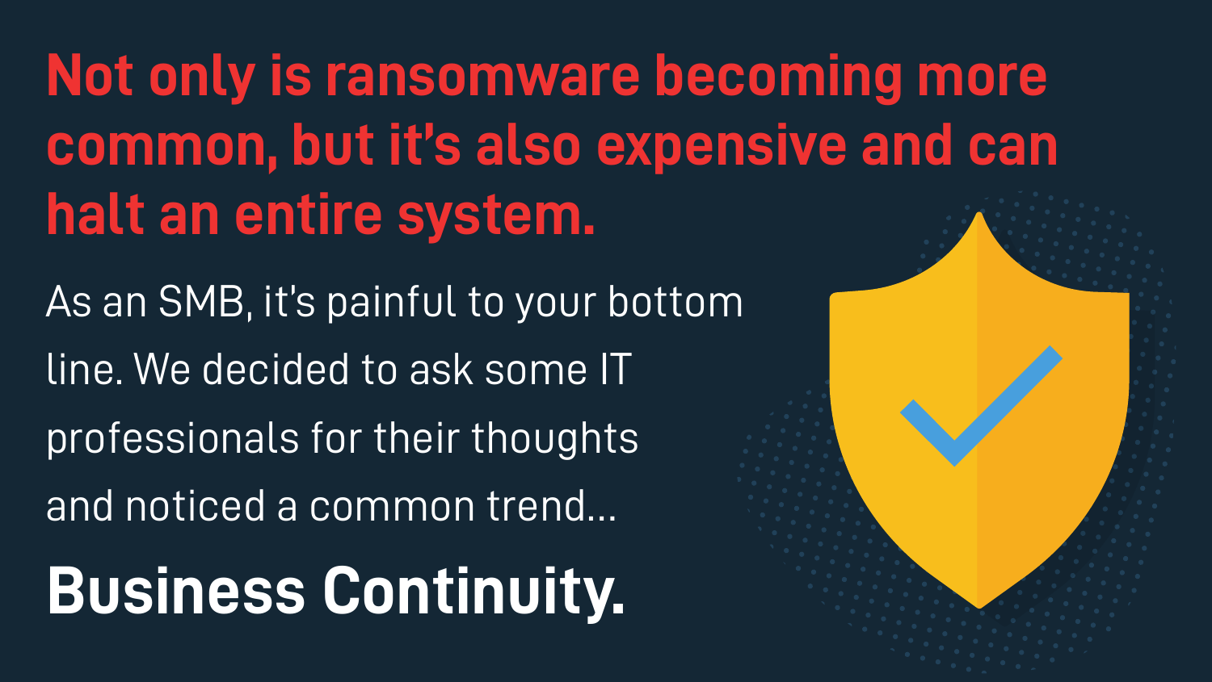# Not only is ransomware becoming more common, but it's also expensive and can halt an entire system.

As an SMB, it's painful to your bottom line. We decided to ask some IT professionals for their thoughts and noticed a common trend...

**Business Continuity.**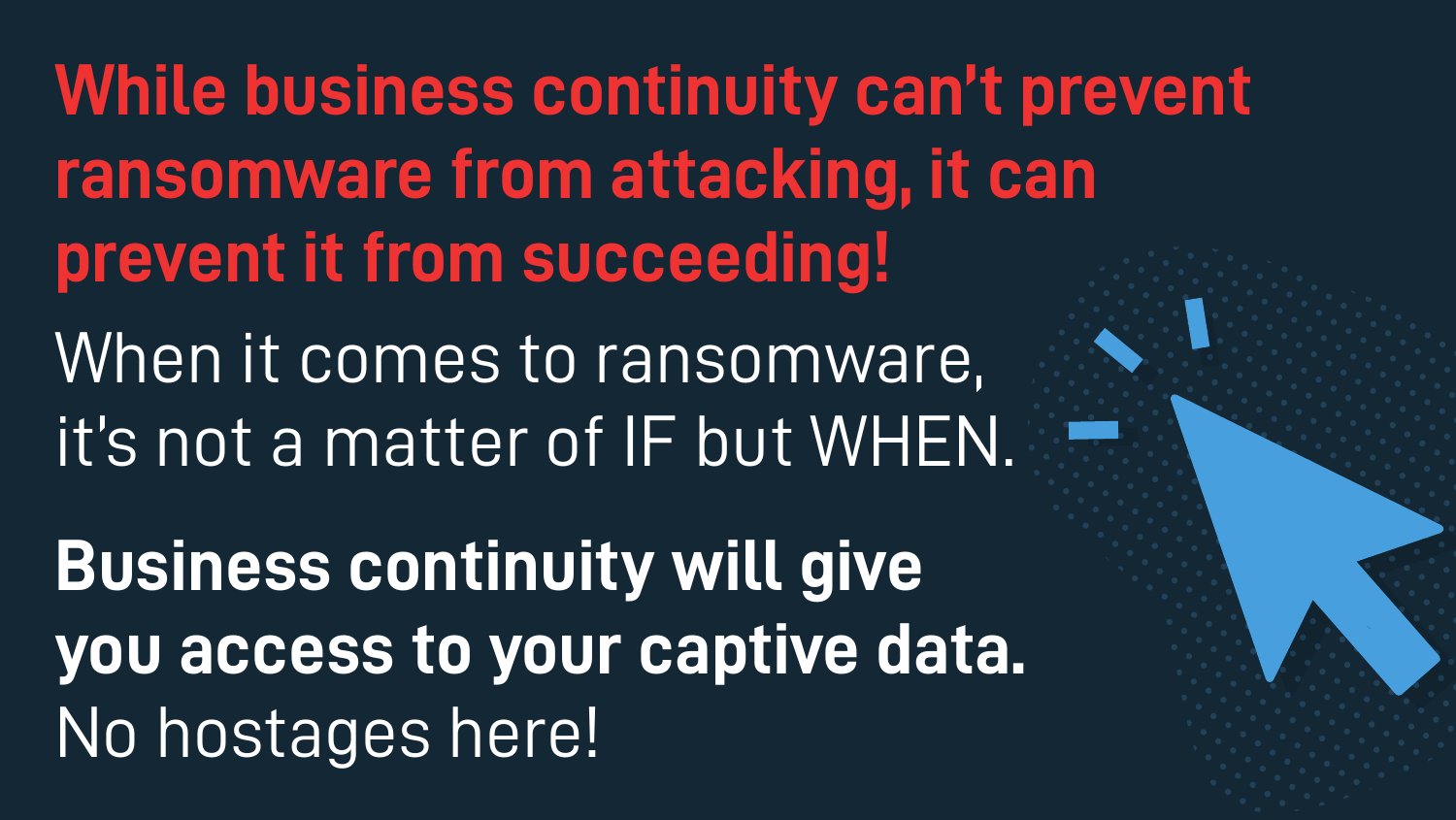## While business continuity can't prevent ransomware from attacking, it can prevent it from succeeding!

When it comes to ransomware, it's not a matter of IF but WHEN.

**Business continuity will give you access to your captive data.** No hostages here!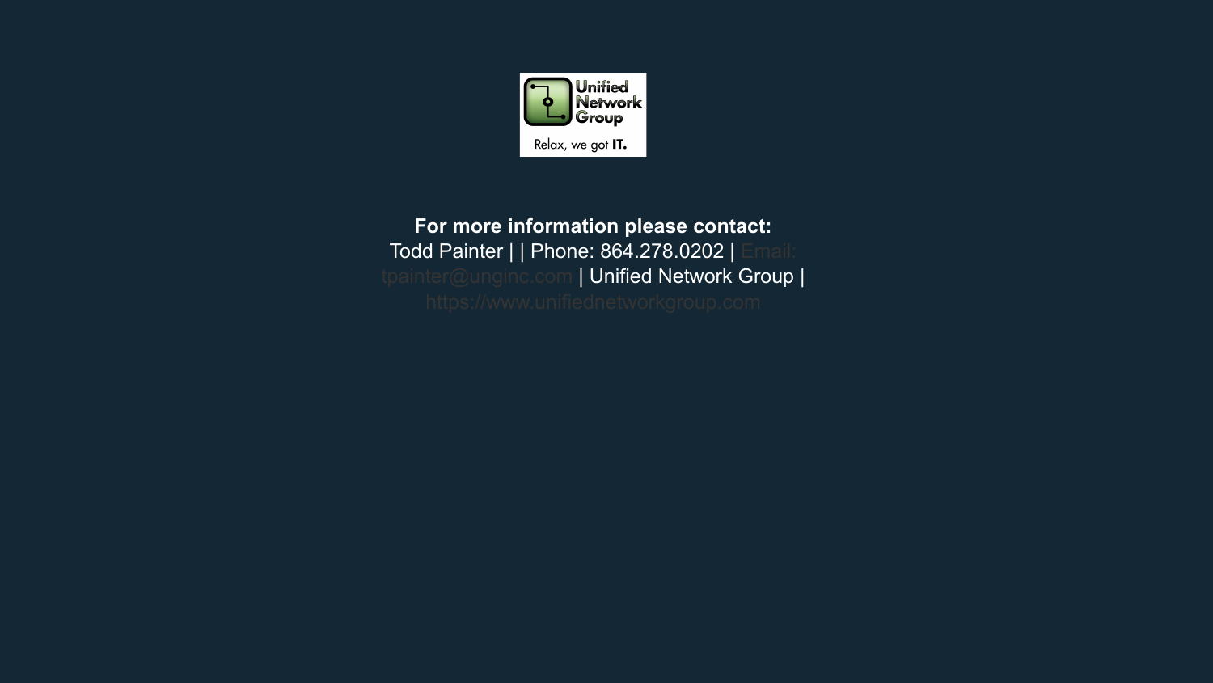**For more information please contact:**

Todd Painter | | Phone: 864.278.0202 | Email: tpainter@unginc.com | Unified Network Group | https://www.unifiednetworkgroup.com